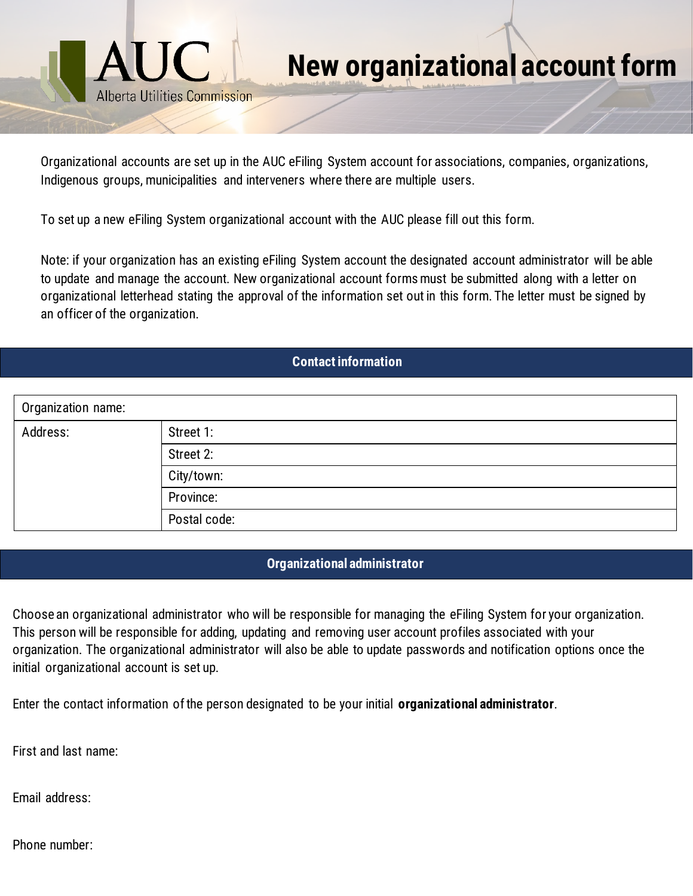AUC
Alberta Utilities Commission

# New organizational account form

Organizational accounts are set up in the AUC eFiling System account for associations, companies, organizations, Indigenous groups, municipalities and interveners where there are multiple users.

To set up a new eFiling System organizational account with the AUC please fill out this form.

Note: if your organization has an existing eFiling System account the designated account administrator will be able to update and manage the account. New organizational account forms must be submitted along with a letter on organizational letterhead stating the approval of the information set out in this form. The letter must be signed by an officer of the organization.

## Contact information

| Organization name: | |
|---|---|
| Address: | Street 1: |
| | Street 2: |
| | City/town: |
| | Province: |
| | Postal code: |

## Organizational administrator

Choose an organizational administrator who will be responsible for managing the eFiling System for your organization. This person will be responsible for adding, updating and removing user account profiles associated with your organization. The organizational administrator will also be able to update passwords and notification options once the initial organizational account is set up.

Enter the contact information of the person designated to be your initial **organizational administrator**.

First and last name:

Email address:

Phone number: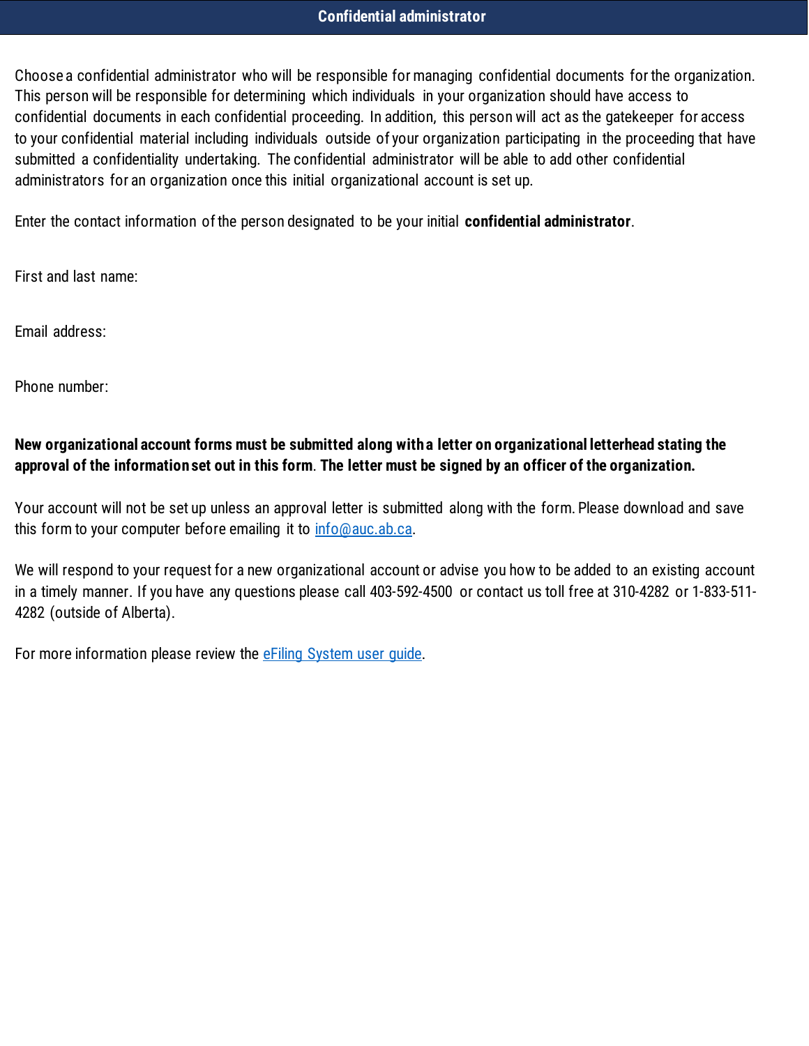## Confidential administrator

Choose a confidential administrator who will be responsible for managing confidential documents for the organization. This person will be responsible for determining which individuals in your organization should have access to confidential documents in each confidential proceeding. In addition, this person will act as the gatekeeper for access to your confidential material including individuals outside of your organization participating in the proceeding that have submitted a confidentiality undertaking. The confidential administrator will be able to add other confidential administrators for an organization once this initial organizational account is set up.

Enter the contact information of the person designated to be your initial **confidential administrator**.

First and last name:

Email address:

Phone number:

**New organizational account forms must be submitted along with a letter on organizational letterhead stating the approval of the information set out in this form**. **The letter must be signed by an officer of the organization.**

Your account will not be set up unless an approval letter is submitted along with the form. Please download and save this form to your computer before emailing it to [info@auc.ab.ca](mailto:info@auc.ab.ca).

We will respond to your request for a new organizational account or advise you how to be added to an existing account in a timely manner. If you have any questions please call 403-592-4500 or contact us toll free at 310-4282 or 1-833-511-4282 (outside of Alberta).

For more information please review the eFiling System user guide.